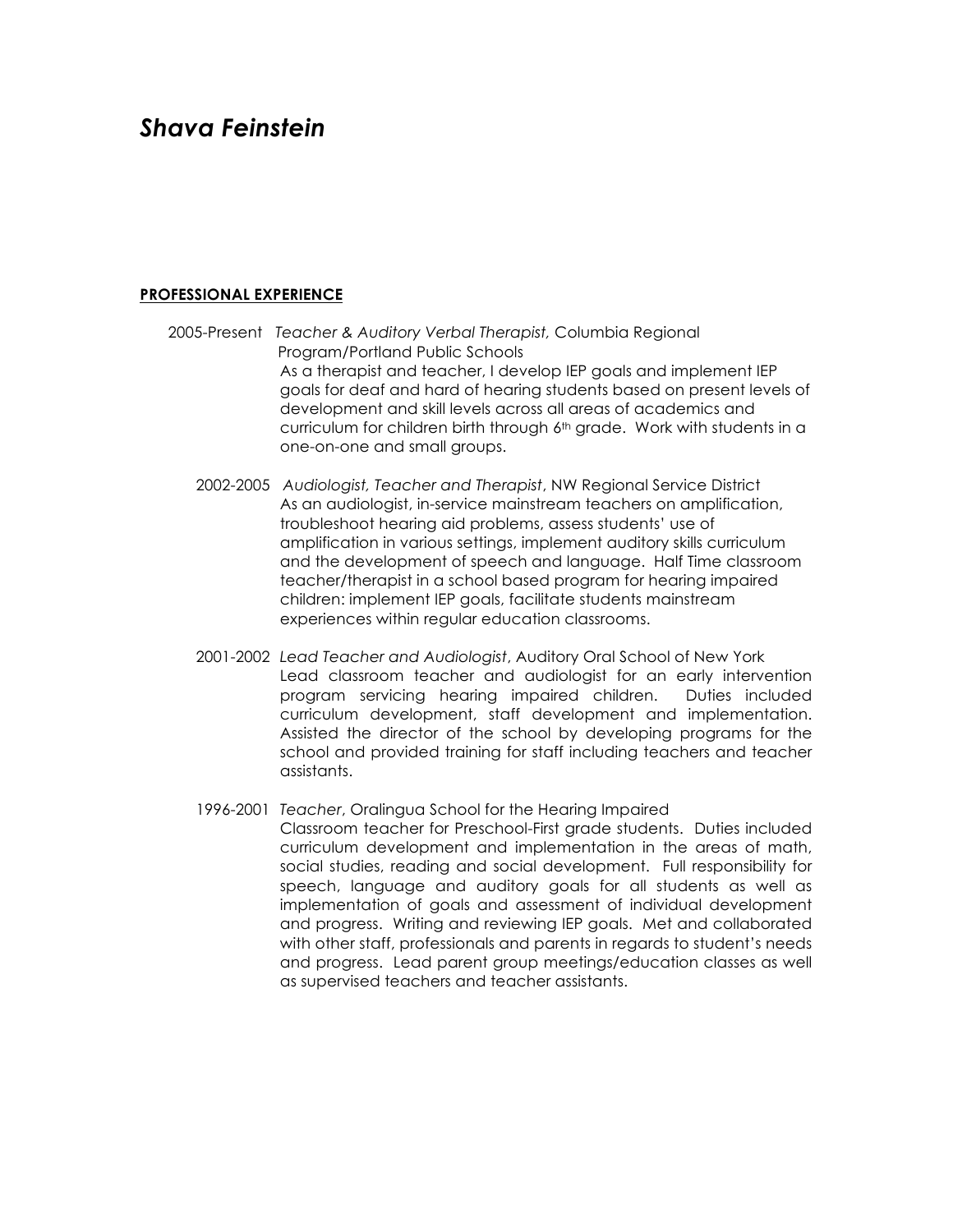# *Shava Feinstein*

**PROFESSIONAL EXPERIENCE**

2005-Present *Teacher & Auditory Verbal Therapist,* Columbia Regional Program/Portland Public Schools

As a therapist and teacher, I develop IEP goals and implement IEP goals for deaf and hard of hearing students based on present levels of development and skill levels across all areas of academics and curriculum for children birth through 6th grade. Work with students in a one-on-one and small groups.

2002-2005 *Audiologist, Teacher and Therapist*, NW Regional Service District

As an audiologist, in-service mainstream teachers on amplification, troubleshoot hearing aid problems, assess students' use of amplification in various settings, implement auditory skills curriculum and the development of speech and language. Half Time classroom teacher/therapist in a school based program for hearing impaired children: implement IEP goals, facilitate students mainstream experiences within regular education classrooms.

2001-2002 *Lead Teacher and Audiologist*, Auditory Oral School of New York

Lead classroom teacher and audiologist for an early intervention program servicing hearing impaired children. Duties included curriculum development, staff development and implementation. Assisted the director of the school by developing programs for the school and provided training for staff including teachers and teacher assistants.

1996-2001 *Teacher*, Oralingua School for the Hearing Impaired

Classroom teacher for Preschool-First grade students. Duties included curriculum development and implementation in the areas of math, social studies, reading and social development. Full responsibility for speech, language and auditory goals for all students as well as implementation of goals and assessment of individual development and progress. Writing and reviewing IEP goals. Met and collaborated with other staff, professionals and parents in regards to student's needs and progress. Lead parent group meetings/education classes as well as supervised teachers and teacher assistants.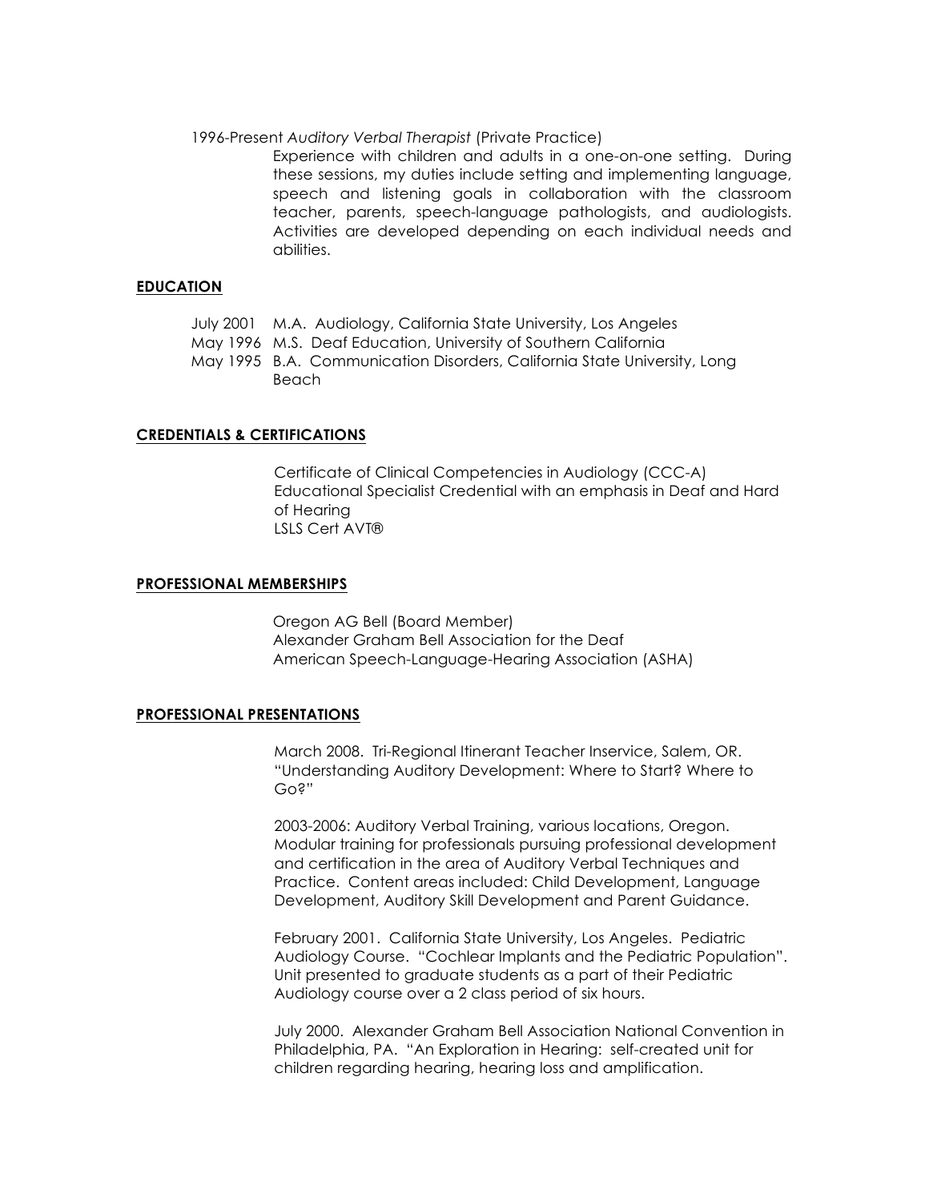1996-Present *Auditory Verbal Therapist* (Private Practice)

Experience with children and adults in a one-on-one setting. During these sessions, my duties include setting and implementing language, speech and listening goals in collaboration with the classroom teacher, parents, speech-language pathologists, and audiologists. Activities are developed depending on each individual needs and abilities.

## EDUCATION

July 2001 M.A. Audiology, California State University, Los Angeles
May 1996 M.S. Deaf Education, University of Southern California
May 1995 B.A. Communication Disorders, California State University, Long Beach

## CREDENTIALS & CERTIFICATIONS

Certificate of Clinical Competencies in Audiology (CCC-A)
Educational Specialist Credential with an emphasis in Deaf and Hard of Hearing
LSLS Cert AVT®

## PROFESSIONAL MEMBERSHIPS

Oregon AG Bell (Board Member)
Alexander Graham Bell Association for the Deaf
American Speech-Language-Hearing Association (ASHA)

## PROFESSIONAL PRESENTATIONS

March 2008. Tri-Regional Itinerant Teacher Inservice, Salem, OR. "Understanding Auditory Development: Where to Start? Where to Go?"

2003-2006: Auditory Verbal Training, various locations, Oregon. Modular training for professionals pursuing professional development and certification in the area of Auditory Verbal Techniques and Practice. Content areas included: Child Development, Language Development, Auditory Skill Development and Parent Guidance.

February 2001. California State University, Los Angeles. Pediatric Audiology Course. "Cochlear Implants and the Pediatric Population". Unit presented to graduate students as a part of their Pediatric Audiology course over a 2 class period of six hours.

July 2000. Alexander Graham Bell Association National Convention in Philadelphia, PA. "An Exploration in Hearing: self-created unit for children regarding hearing, hearing loss and amplification.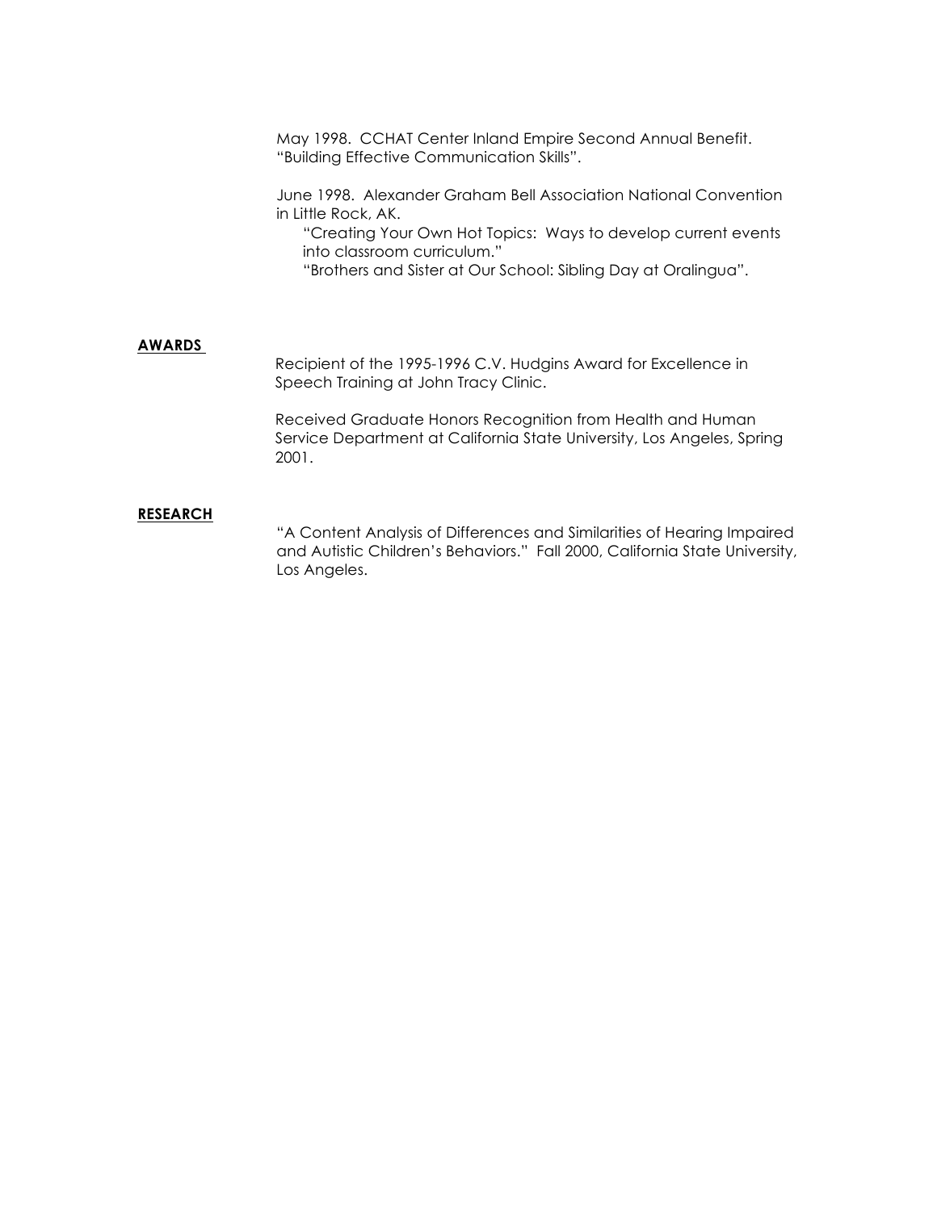May 1998. CCHAT Center Inland Empire Second Annual Benefit. "Building Effective Communication Skills".

June 1998. Alexander Graham Bell Association National Convention in Little Rock, AK.

"Creating Your Own Hot Topics: Ways to develop current events into classroom curriculum."

"Brothers and Sister at Our School: Sibling Day at Oralingua".

## AWARDS

Recipient of the 1995-1996 C.V. Hudgins Award for Excellence in Speech Training at John Tracy Clinic.

Received Graduate Honors Recognition from Health and Human Service Department at California State University, Los Angeles, Spring 2001.

## RESEARCH

"A Content Analysis of Differences and Similarities of Hearing Impaired and Autistic Children's Behaviors." Fall 2000, California State University, Los Angeles.